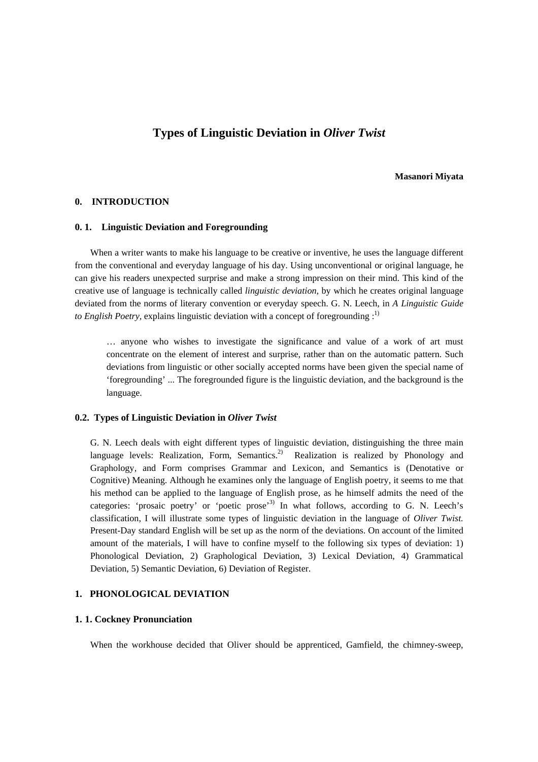# Types of Linguistic Deviation in *Oliver Twist*

**Masanori Miyata**

## 0. INTRODUCTION

### 0. 1. Linguistic Deviation and Foregrounding

When a writer wants to make his language to be creative or inventive, he uses the language different from the conventional and everyday language of his day. Using unconventional or original language, he can give his readers unexpected surprise and make a strong impression on their mind. This kind of the creative use of language is technically called *linguistic deviation,* by which he creates original language deviated from the norms of literary convention or everyday speech. G. N. Leech, in *A Linguistic Guide to English Poetry,* explains linguistic deviation with a concept of foregrounding :[1)]

> … anyone who wishes to investigate the significance and value of a work of art must concentrate on the element of interest and surprise, rather than on the automatic pattern. Such deviations from linguistic or other socially accepted norms have been given the special name of 'foregrounding' ... The foregrounded figure is the linguistic deviation, and the background is the language.

### 0.2. Types of Linguistic Deviation in *Oliver Twist*

G. N. Leech deals with eight different types of linguistic deviation, distinguishing the three main language levels: Realization, Form, Semantics.[2)] Realization is realized by Phonology and Graphology, and Form comprises Grammar and Lexicon, and Semantics is (Denotative or Cognitive) Meaning. Although he examines only the language of English poetry, it seems to me that his method can be applied to the language of English prose, as he himself admits the need of the categories: 'prosaic poetry' or 'poetic prose'[3)] In what follows, according to G. N. Leech's classification, I will illustrate some types of linguistic deviation in the language of *Oliver Twist.* Present-Day standard English will be set up as the norm of the deviations. On account of the limited amount of the materials, I will have to confine myself to the following six types of deviation: 1) Phonological Deviation, 2) Graphological Deviation, 3) Lexical Deviation, 4) Grammatical Deviation, 5) Semantic Deviation, 6) Deviation of Register.

## 1. PHONOLOGICAL DEVIATION

### 1. 1. Cockney Pronunciation

When the workhouse decided that Oliver should be apprenticed, Gamfield, the chimney-sweep,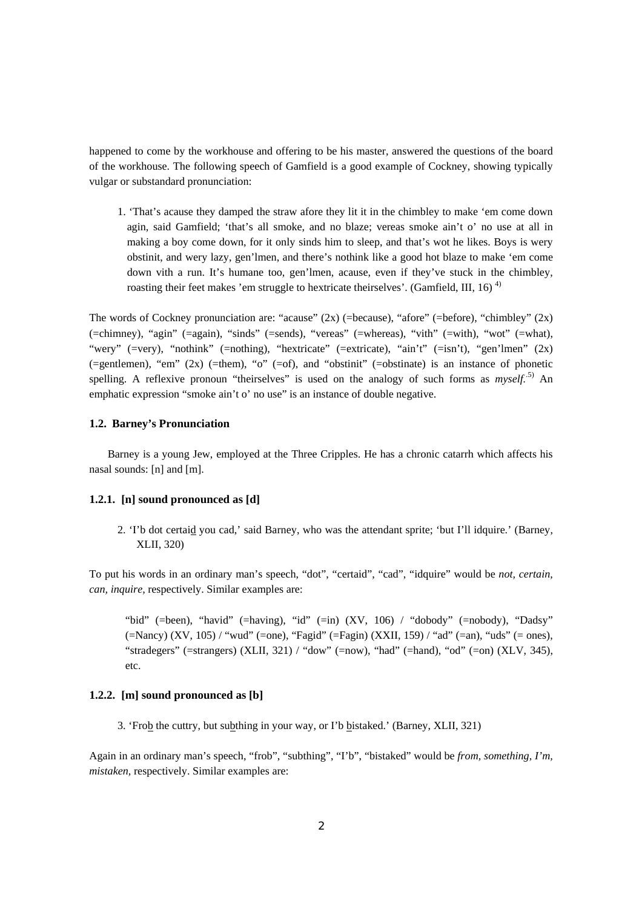happened to come by the workhouse and offering to be his master, answered the questions of the board of the workhouse. The following speech of Gamfield is a good example of Cockney, showing typically vulgar or substandard pronunciation:

1. 'That's acause they damped the straw afore they lit it in the chimbley to make 'em come down agin, said Gamfield; 'that's all smoke, and no blaze; vereas smoke ain't o' no use at all in making a boy come down, for it only sinds him to sleep, and that's wot he likes. Boys is wery obstinit, and wery lazy, gen'lmen, and there's nothink like a good hot blaze to make 'em come down vith a run. It's humane too, gen'lmen, acause, even if they've stuck in the chimbley, roasting their feet makes 'em struggle to hextricate theirselves'. (Gamfield, III, 16) [4)]

The words of Cockney pronunciation are: "acause" (2x) (=because), "afore" (=before), "chimbley" (2x) (=chimney), "agin" (=again), "sinds" (=sends), "vereas" (=whereas), "vith" (=with), "wot" (=what), "wery" (=very), "nothink" (=nothing), "hextricate" (=extricate), "ain't" (=isn't), "gen'lmen" (2x) (=gentlemen), "em" (2x) (=them), "o" (=of), and "obstinit" (=obstinate) is an instance of phonetic spelling. A reflexive pronoun "theirselves" is used on the analogy of such forms as *myself*.[5)] An emphatic expression "smoke ain't o' no use" is an instance of double negative.

### 1.2. Barney's Pronunciation

Barney is a young Jew, employed at the Three Cripples. He has a chronic catarrh which affects his nasal sounds: [n] and [m].

#### 1.2.1. [n] sound pronounced as [d]

2. 'I'b dot certai<u>d</u> you cad,' said Barney, who was the attendant sprite; 'but I'll idquire.' (Barney, XLII, 320)

To put his words in an ordinary man's speech, "dot", "certaid", "cad", "idquire" would be *not, certain, can, inquire,* respectively. Similar examples are:

> "bid" (=been), "havid" (=having), "id" (=in) (XV, 106) / "dobody" (=nobody), "Dadsy" (=Nancy) (XV, 105) / "wud" (=one), "Fagid" (=Fagin) (XXII, 159) / "ad" (=an), "uds" (= ones), "stradegers" (=strangers) (XLII, 321) / "dow" (=now), "had" (=hand), "od" (=on) (XLV, 345), etc.

#### 1.2.2. [m] sound pronounced as [b]

3. 'Fro<u>b</u> the cuttry, but su<u>b</u>thing in your way, or I'b <u>b</u>istaked.' (Barney, XLII, 321)

Again in an ordinary man's speech, "frob", "subthing", "I'b", "bistaked" would be *from, something, I'm, mistaken,* respectively. Similar examples are: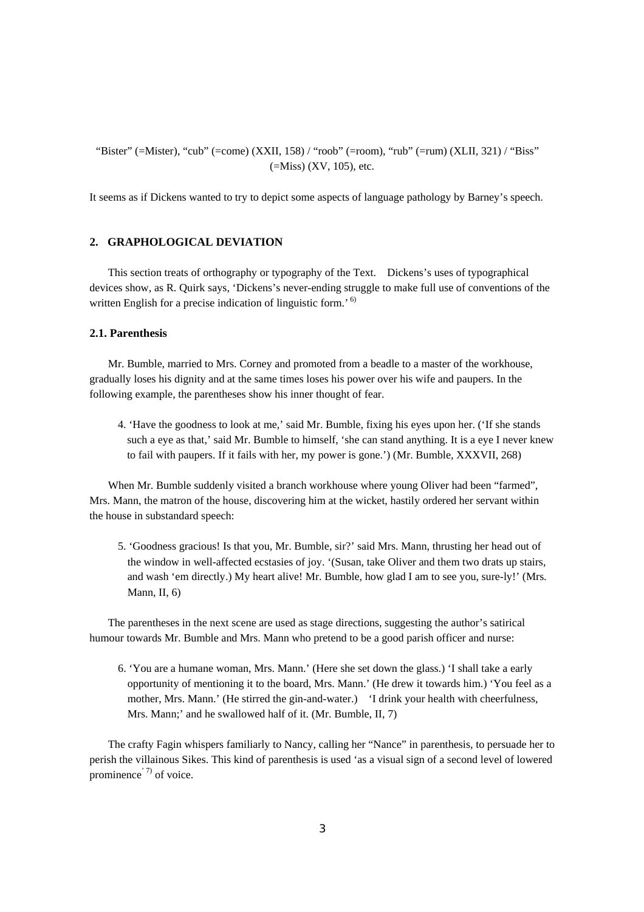"Bister" (=Mister), "cub" (=come) (XXII, 158) / "roob" (=room), "rub" (=rum) (XLII, 321) / "Biss" (=Miss) (XV, 105), etc.

It seems as if Dickens wanted to try to depict some aspects of language pathology by Barney's speech.

## 2. GRAPHOLOGICAL DEVIATION

This section treats of orthography or typography of the Text. Dickens's uses of typographical devices show, as R. Quirk says, 'Dickens's never-ending struggle to make full use of conventions of the written English for a precise indication of linguistic form.' [6)]

### 2.1. Parenthesis

Mr. Bumble, married to Mrs. Corney and promoted from a beadle to a master of the workhouse, gradually loses his dignity and at the same times loses his power over his wife and paupers. In the following example, the parentheses show his inner thought of fear.

4. 'Have the goodness to look at me,' said Mr. Bumble, fixing his eyes upon her. ('If she stands such a eye as that,' said Mr. Bumble to himself, 'she can stand anything. It is a eye I never knew to fail with paupers. If it fails with her, my power is gone.') (Mr. Bumble, XXXVII, 268)

When Mr. Bumble suddenly visited a branch workhouse where young Oliver had been "farmed", Mrs. Mann, the matron of the house, discovering him at the wicket, hastily ordered her servant within the house in substandard speech:

5. 'Goodness gracious! Is that you, Mr. Bumble, sir?' said Mrs. Mann, thrusting her head out of the window in well-affected ecstasies of joy. '(Susan, take Oliver and them two drats up stairs, and wash 'em directly.) My heart alive! Mr. Bumble, how glad I am to see you, sure-ly!' (Mrs. Mann, II, 6)

The parentheses in the next scene are used as stage directions, suggesting the author's satirical humour towards Mr. Bumble and Mrs. Mann who pretend to be a good parish officer and nurse:

6. 'You are a humane woman, Mrs. Mann.' (Here she set down the glass.) 'I shall take a early opportunity of mentioning it to the board, Mrs. Mann.' (He drew it towards him.) 'You feel as a mother, Mrs. Mann.' (He stirred the gin-and-water.) 'I drink your health with cheerfulness, Mrs. Mann;' and he swallowed half of it. (Mr. Bumble, II, 7)

The crafty Fagin whispers familiarly to Nancy, calling her "Nance" in parenthesis, to persuade her to perish the villainous Sikes. This kind of parenthesis is used 'as a visual sign of a second level of lowered prominence' [7)] of voice.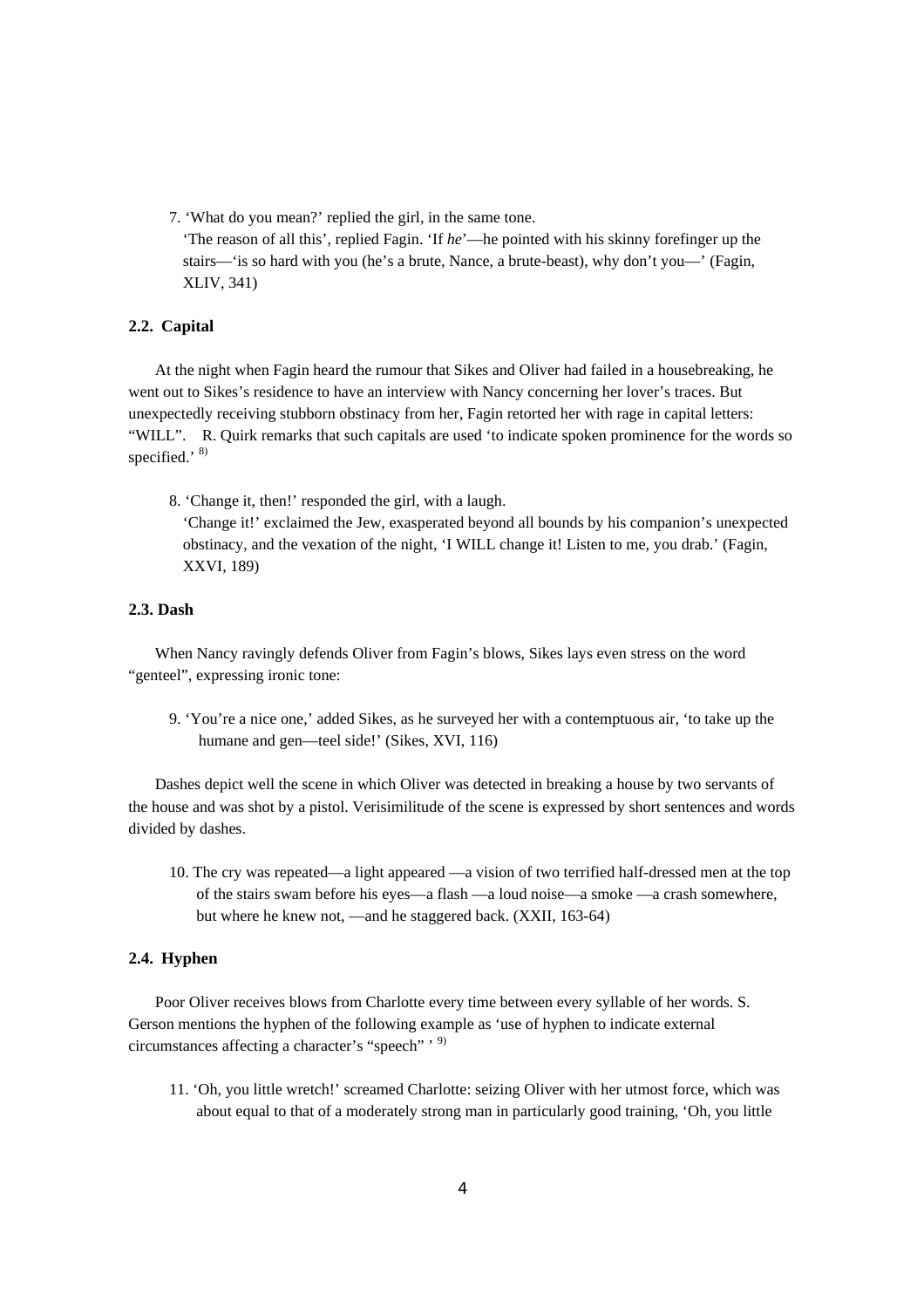7. 'What do you mean?' replied the girl, in the same tone.
'The reason of all this', replied Fagin. 'If *he*'—he pointed with his skinny forefinger up the stairs—'is so hard with you (he's a brute, Nance, a brute-beast), why don't you—' (Fagin, XLIV, 341)

### 2.2. Capital

At the night when Fagin heard the rumour that Sikes and Oliver had failed in a housebreaking, he went out to Sikes's residence to have an interview with Nancy concerning her lover's traces. But unexpectedly receiving stubborn obstinacy from her, Fagin retorted her with rage in capital letters: "WILL". R. Quirk remarks that such capitals are used 'to indicate spoken prominence for the words so specified.' [8)]

8. 'Change it, then!' responded the girl, with a laugh.
'Change it!' exclaimed the Jew, exasperated beyond all bounds by his companion's unexpected obstinacy, and the vexation of the night, 'I WILL change it! Listen to me, you drab.' (Fagin, XXVI, 189)

### 2.3. Dash

When Nancy ravingly defends Oliver from Fagin's blows, Sikes lays even stress on the word "genteel", expressing ironic tone:

9. 'You're a nice one,' added Sikes, as he surveyed her with a contemptuous air, 'to take up the humane and gen—teel side!' (Sikes, XVI, 116)

Dashes depict well the scene in which Oliver was detected in breaking a house by two servants of the house and was shot by a pistol. Verisimilitude of the scene is expressed by short sentences and words divided by dashes.

10. The cry was repeated—a light appeared —a vision of two terrified half-dressed men at the top of the stairs swam before his eyes—a flash —a loud noise—a smoke —a crash somewhere, but where he knew not, —and he staggered back. (XXII, 163-64)

### 2.4. Hyphen

Poor Oliver receives blows from Charlotte every time between every syllable of her words. S. Gerson mentions the hyphen of the following example as 'use of hyphen to indicate external circumstances affecting a character's "speech" ' [9)]

11. 'Oh, you little wretch!' screamed Charlotte: seizing Oliver with her utmost force, which was about equal to that of a moderately strong man in particularly good training, 'Oh, you little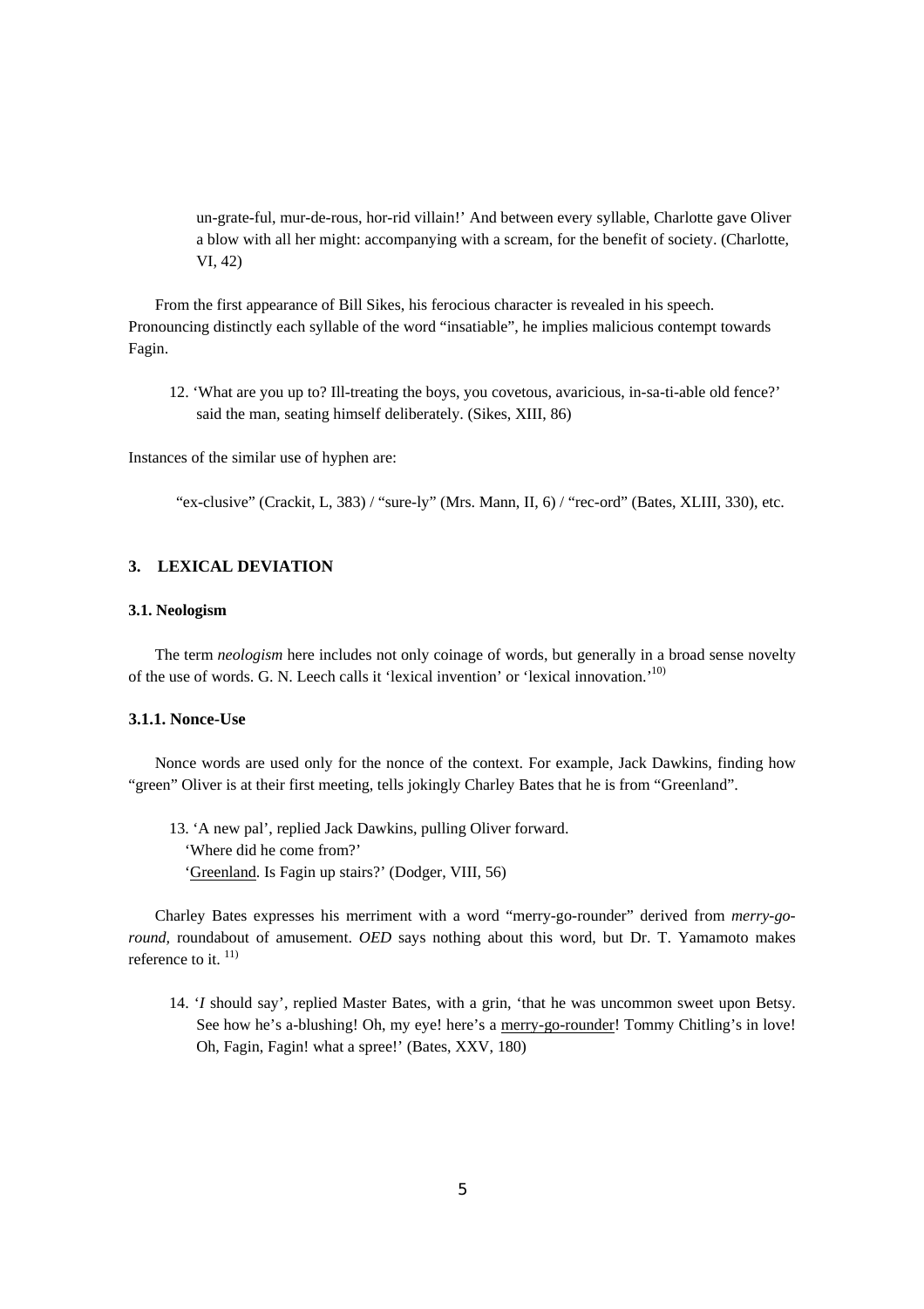un-grate-ful, mur-de-rous, hor-rid villain!' And between every syllable, Charlotte gave Oliver a blow with all her might: accompanying with a scream, for the benefit of society. (Charlotte, VI, 42)

From the first appearance of Bill Sikes, his ferocious character is revealed in his speech. Pronouncing distinctly each syllable of the word "insatiable", he implies malicious contempt towards Fagin.

12. 'What are you up to? Ill-treating the boys, you covetous, avaricious, in-sa-ti-able old fence?' said the man, seating himself deliberately. (Sikes, XIII, 86)

Instances of the similar use of hyphen are:

"ex-clusive" (Crackit, L, 383) / "sure-ly" (Mrs. Mann, II, 6) / "rec-ord" (Bates, XLIII, 330), etc.

## 3. LEXICAL DEVIATION

### 3.1. Neologism

The term *neologism* here includes not only coinage of words, but generally in a broad sense novelty of the use of words. G. N. Leech calls it 'lexical invention' or 'lexical innovation.'[10)]

#### 3.1.1. Nonce-Use

Nonce words are used only for the nonce of the context. For example, Jack Dawkins, finding how "green" Oliver is at their first meeting, tells jokingly Charley Bates that he is from "Greenland".

13. 'A new pal', replied Jack Dawkins, pulling Oliver forward.
'Where did he come from?'
'<u>Greenland</u>. Is Fagin up stairs?' (Dodger, VIII, 56)

Charley Bates expresses his merriment with a word "merry-go-rounder" derived from *merry-go-round*, roundabout of amusement. *OED* says nothing about this word, but Dr. T. Yamamoto makes reference to it. [11)]

14. '*I* should say', replied Master Bates, with a grin, 'that he was uncommon sweet upon Betsy. See how he's a-blushing! Oh, my eye! here's a <u>merry-go-rounder</u>! Tommy Chitling's in love! Oh, Fagin, Fagin! what a spree!' (Bates, XXV, 180)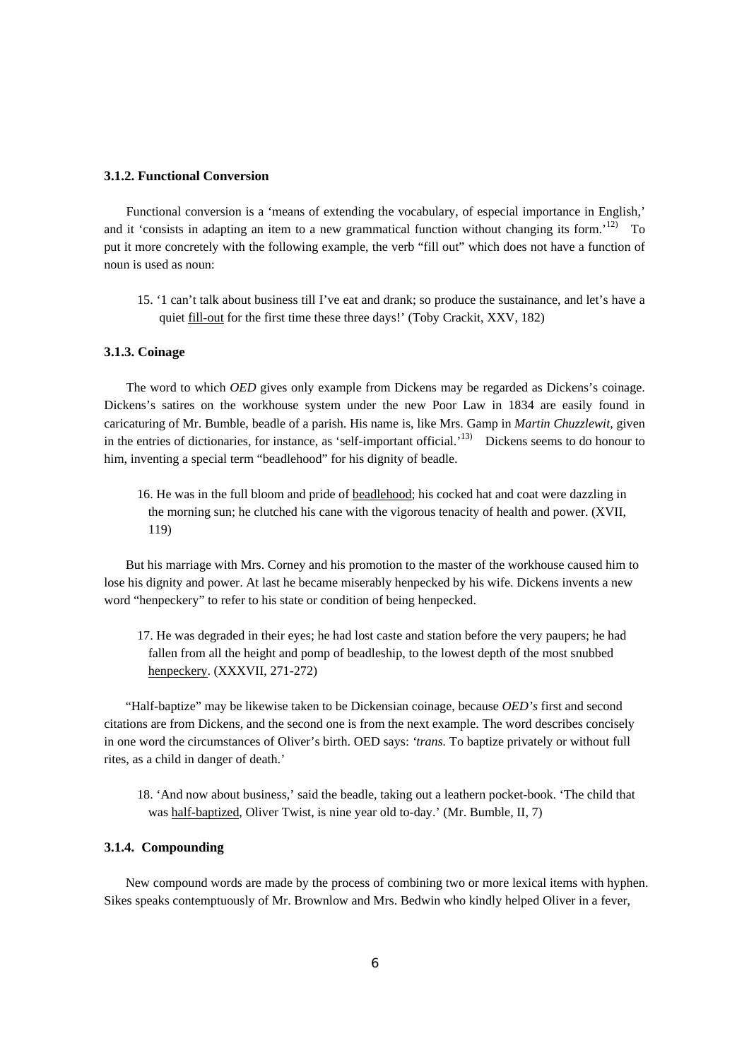### 3.1.2. Functional Conversion

Functional conversion is a 'means of extending the vocabulary, of especial importance in English,' and it 'consists in adapting an item to a new grammatical function without changing its form.'[12) To put it more concretely with the following example, the verb "fill out" which does not have a function of noun is used as noun:

15. '1 can't talk about business till I've eat and drank; so produce the sustainance, and let's have a quiet fill-out for the first time these three days!' (Toby Crackit, XXV, 182)

### 3.1.3. Coinage

The word to which *OED* gives only example from Dickens may be regarded as Dickens's coinage. Dickens's satires on the workhouse system under the new Poor Law in 1834 are easily found in caricaturing of Mr. Bumble, beadle of a parish. His name is, like Mrs. Gamp in *Martin Chuzzlewit*, given in the entries of dictionaries, for instance, as 'self-important official.'[13) Dickens seems to do honour to him, inventing a special term "beadlehood" for his dignity of beadle.

16. He was in the full bloom and pride of beadlehood; his cocked hat and coat were dazzling in the morning sun; he clutched his cane with the vigorous tenacity of health and power. (XVII, 119)

But his marriage with Mrs. Corney and his promotion to the master of the workhouse caused him to lose his dignity and power. At last he became miserably henpecked by his wife. Dickens invents a new word "henpeckery" to refer to his state or condition of being henpecked.

17. He was degraded in their eyes; he had lost caste and station before the very paupers; he had fallen from all the height and pomp of beadleship, to the lowest depth of the most snubbed henpeckery. (XXXVII, 271-272)

"Half-baptize" may be likewise taken to be Dickensian coinage, because *OED's* first and second citations are from Dickens, and the second one is from the next example. The word describes concisely in one word the circumstances of Oliver's birth. OED says: *'trans.* To baptize privately or without full rites, as a child in danger of death.'

18. 'And now about business,' said the beadle, taking out a leathern pocket-book. 'The child that was half-baptized, Oliver Twist, is nine year old to-day.' (Mr. Bumble, II, 7)

### 3.1.4. Compounding

New compound words are made by the process of combining two or more lexical items with hyphen. Sikes speaks contemptuously of Mr. Brownlow and Mrs. Bedwin who kindly helped Oliver in a fever,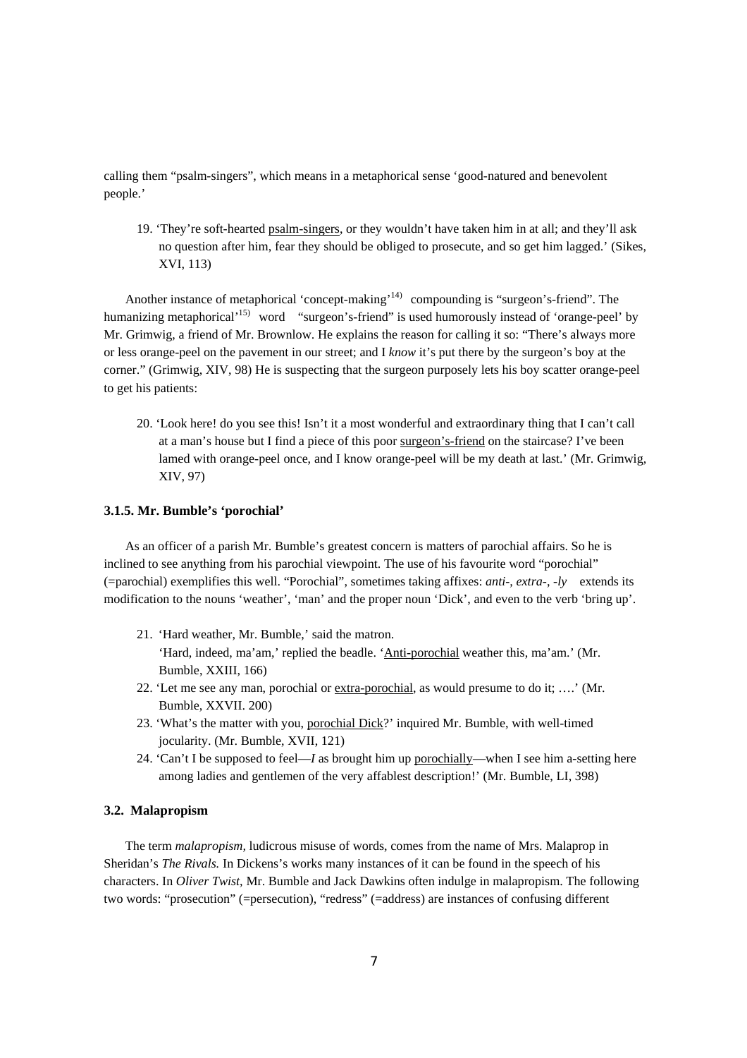calling them "psalm-singers", which means in a metaphorical sense 'good-natured and benevolent people.'

19. 'They're soft-hearted psalm-singers, or they wouldn't have taken him in at all; and they'll ask no question after him, fear they should be obliged to prosecute, and so get him lagged.' (Sikes, XVI, 113)

Another instance of metaphorical 'concept-making'[14] compounding is "surgeon's-friend". The humanizing metaphorical'[15] word "surgeon's-friend" is used humorously instead of 'orange-peel' by Mr. Grimwig, a friend of Mr. Brownlow. He explains the reason for calling it so: "There's always more or less orange-peel on the pavement in our street; and I *know* it's put there by the surgeon's boy at the corner." (Grimwig, XIV, 98) He is suspecting that the surgeon purposely lets his boy scatter orange-peel to get his patients:

20. 'Look here! do you see this! Isn't it a most wonderful and extraordinary thing that I can't call at a man's house but I find a piece of this poor surgeon's-friend on the staircase? I've been lamed with orange-peel once, and I know orange-peel will be my death at last.' (Mr. Grimwig, XIV, 97)

### 3.1.5. Mr. Bumble's 'porochial'

As an officer of a parish Mr. Bumble's greatest concern is matters of parochial affairs. So he is inclined to see anything from his parochial viewpoint. The use of his favourite word "porochial" (=parochial) exemplifies this well. "Porochial", sometimes taking affixes: *anti-*, *extra-*, *-ly* extends its modification to the nouns 'weather', 'man' and the proper noun 'Dick', and even to the verb 'bring up'.

21. 'Hard weather, Mr. Bumble,' said the matron.
    'Hard, indeed, ma'am,' replied the beadle. 'Anti-porochial weather this, ma'am.' (Mr. Bumble, XXIII, 166)
22. 'Let me see any man, porochial or extra-porochial, as would presume to do it; ….' (Mr. Bumble, XXVII. 200)
23. 'What's the matter with you, porochial Dick?' inquired Mr. Bumble, with well-timed jocularity. (Mr. Bumble, XVII, 121)
24. 'Can't I be supposed to feel—*I* as brought him up porochially—when I see him a-setting here among ladies and gentlemen of the very affablest description!' (Mr. Bumble, LI, 398)

### 3.2. Malapropism

The term *malapropism*, ludicrous misuse of words, comes from the name of Mrs. Malaprop in Sheridan's *The Rivals.* In Dickens's works many instances of it can be found in the speech of his characters. In *Oliver Twist,* Mr. Bumble and Jack Dawkins often indulge in malapropism. The following two words: "prosecution" (=persecution), "redress" (=address) are instances of confusing different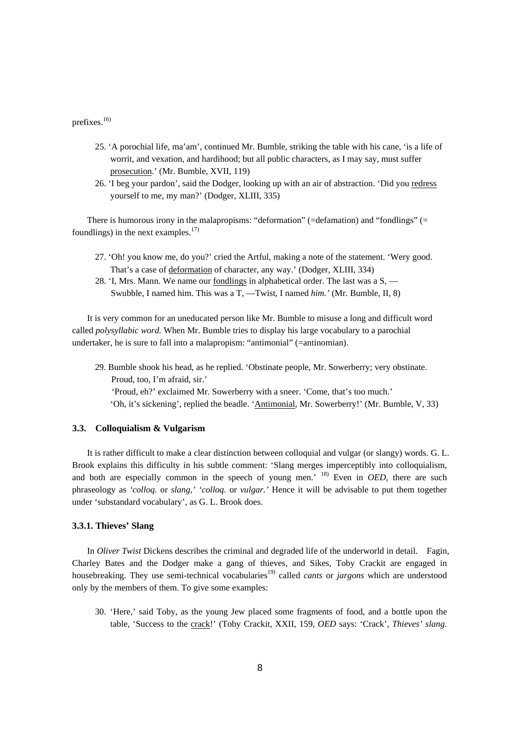prefixes.[16)]

25. 'A porochial life, ma'am', continued Mr. Bumble, striking the table with his cane, 'is a life of worrit, and vexation, and hardihood; but all public characters, as I may say, must suffer <u>prosecution</u>.' (Mr. Bumble, XVII, 119)
26. 'I beg your pardon', said the Dodger, looking up with an air of abstraction. 'Did you <u>redress</u> yourself to me, my man?' (Dodger, XLIII, 335)

There is humorous irony in the malapropisms: "deformation" (=defamation) and "fondlings" (= foundlings) in the next examples.[17)]

27. 'Oh! you know me, do you?' cried the Artful, making a note of the statement. 'Wery good. That's a case of <u>deformation</u> of character, any way.' (Dodger, XLIII, 334)
28. 'I, Mrs. Mann. We name our <u>fondlings</u> in alphabetical order. The last was a S, — Swubble, I named him. This was a T, —Twist, I named *him.'* (Mr. Bumble, II, 8)

It is very common for an uneducated person like Mr. Bumble to misuse a long and difficult word called *polysyllabic word.* When Mr. Bumble tries to display his large vocabulary to a parochial undertaker, he is sure to fall into a malapropism: "antimonial" (=antinomian).

29. Bumble shook his head, as he replied. 'Obstinate people, Mr. Sowerberry; very obstinate. Proud, too, I'm afraid, sir.'
 'Proud, eh?' exclaimed Mr. Sowerberry with a sneer. 'Come, that's too much.'
 'Oh, it's sickening', replied the beadle. '<u>Antimonial</u>, Mr. Sowerberry!' (Mr. Bumble, V, 33)

### 3.3. Colloquialism & Vulgarism

It is rather difficult to make a clear distinction between colloquial and vulgar (or slangy) words. G. L. Brook explains this difficulty in his subtle comment: 'Slang merges imperceptibly into colloquialism, and both are especially common in the speech of young men.' [18)] Even in *OED*, there are such phraseology as *'colloq.* or *slang,' 'colloq.* or *vulgar.'* Hence it will be advisable to put them together under 'substandard vocabulary', as G. L. Brook does.

#### 3.3.1. Thieves' Slang

In *Oliver Twist* Dickens describes the criminal and degraded life of the underworld in detail. Fagin, Charley Bates and the Dodger make a gang of thieves, and Sikes, Toby Crackit are engaged in housebreaking. They use semi-technical vocabularies[19)] called *cants* or *jargons* which are understood only by the members of them. To give some examples:

30. 'Here,' said Toby, as the young Jew placed some fragments of food, and a bottle upon the table, 'Success to the <u>crack</u>!' (Toby Crackit, XXII, 159, *OED* says: 'Crack', *Thieves' slang.*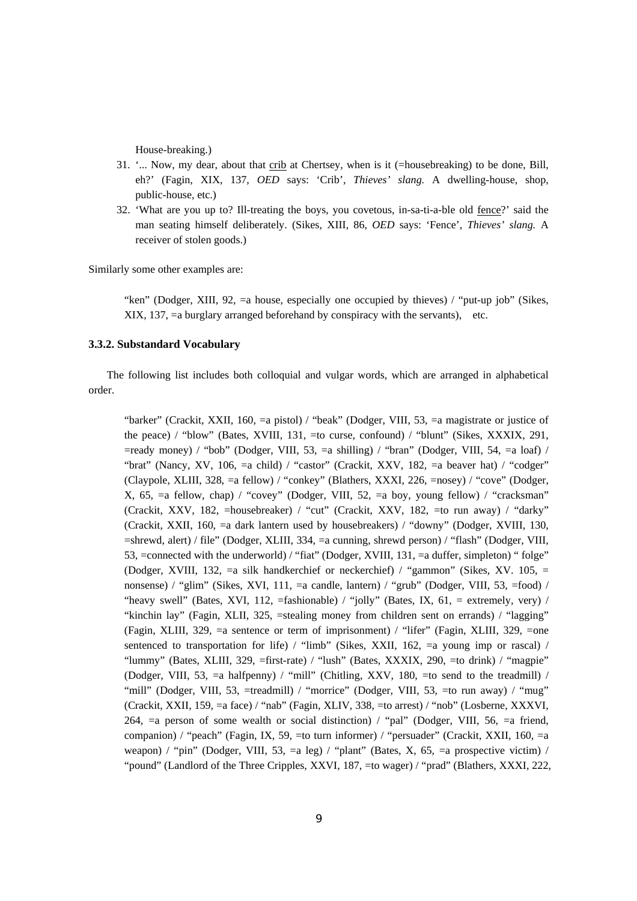House-breaking.)

31. '... Now, my dear, about that <u>crib</u> at Chertsey, when is it (=housebreaking) to be done, Bill, eh?' (Fagin, XIX, 137, *OED* says: 'Crib', *Thieves' slang.* A dwelling-house, shop, public-house, etc.)
32. 'What are you up to? Ill-treating the boys, you covetous, in-sa-ti-a-ble old <u>fence</u>?' said the man seating himself deliberately. (Sikes, XIII, 86, *OED* says: 'Fence', *Thieves' slang.* A receiver of stolen goods.)

Similarly some other examples are:

> "ken" (Dodger, XIII, 92, =a house, especially one occupied by thieves) / "put-up job" (Sikes, XIX, 137, =a burglary arranged beforehand by conspiracy with the servants), etc.

### 3.3.2. Substandard Vocabulary

The following list includes both colloquial and vulgar words, which are arranged in alphabetical order.

> "barker" (Crackit, XXII, 160, =a pistol) / "beak" (Dodger, VIII, 53, =a magistrate or justice of the peace) / "blow" (Bates, XVIII, 131, =to curse, confound) / "blunt" (Sikes, XXXIX, 291, =ready money) / "bob" (Dodger, VIII, 53, =a shilling) / "bran" (Dodger, VIII, 54, =a loaf) / "brat" (Nancy, XV, 106, =a child) / "castor" (Crackit, XXV, 182, =a beaver hat) / "codger" (Claypole, XLIII, 328, =a fellow) / "conkey" (Blathers, XXXI, 226, =nosey) / "cove" (Dodger, X, 65, =a fellow, chap) / "covey" (Dodger, VIII, 52, =a boy, young fellow) / "cracksman" (Crackit, XXV, 182, =housebreaker) / "cut" (Crackit, XXV, 182, =to run away) / "darky" (Crackit, XXII, 160, =a dark lantern used by housebreakers) / "downy" (Dodger, XVIII, 130, =shrewd, alert) / file" (Dodger, XLIII, 334, =a cunning, shrewd person) / "flash" (Dodger, VIII, 53, =connected with the underworld) / "fiat" (Dodger, XVIII, 131, =a duffer, simpleton) " folge" (Dodger, XVIII, 132, =a silk handkerchief or neckerchief) / "gammon" (Sikes, XV. 105, = nonsense) / "glim" (Sikes, XVI, 111, =a candle, lantern) / "grub" (Dodger, VIII, 53, =food) / "heavy swell" (Bates, XVI, 112, =fashionable) / "jolly" (Bates, IX, 61, = extremely, very) / "kinchin lay" (Fagin, XLII, 325, =stealing money from children sent on errands) / "lagging" (Fagin, XLIII, 329, =a sentence or term of imprisonment) / "lifer" (Fagin, XLIII, 329, =one sentenced to transportation for life) / "limb" (Sikes, XXII, 162, =a young imp or rascal) / "lummy" (Bates, XLIII, 329, =first-rate) / "lush" (Bates, XXXIX, 290, =to drink) / "magpie" (Dodger, VIII, 53, =a halfpenny) / "mill" (Chitling, XXV, 180, =to send to the treadmill) / "mill" (Dodger, VIII, 53, =treadmill) / "morrice" (Dodger, VIII, 53, =to run away) / "mug" (Crackit, XXII, 159, =a face) / "nab" (Fagin, XLIV, 338, =to arrest) / "nob" (Losberne, XXXVI, 264, =a person of some wealth or social distinction) / "pal" (Dodger, VIII, 56, =a friend, companion) / "peach" (Fagin, IX, 59, =to turn informer) / "persuader" (Crackit, XXII, 160, =a weapon) / "pin" (Dodger, VIII, 53, =a leg) / "plant" (Bates, X, 65, =a prospective victim) / "pound" (Landlord of the Three Cripples, XXVI, 187, =to wager) / "prad" (Blathers, XXXI, 222,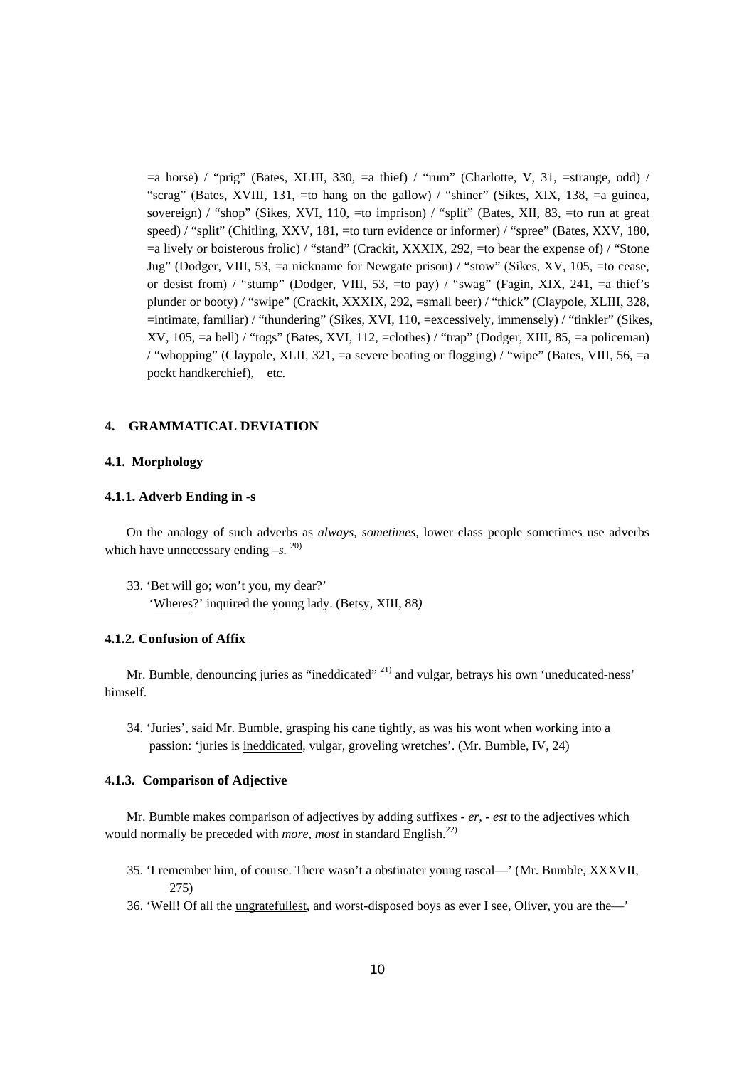=a horse) / "prig" (Bates, XLIII, 330, =a thief) / "rum" (Charlotte, V, 31, =strange, odd) / "scrag" (Bates, XVIII, 131, =to hang on the gallow) / "shiner" (Sikes, XIX, 138, =a guinea, sovereign) / "shop" (Sikes, XVI, 110, =to imprison) / "split" (Bates, XII, 83, =to run at great speed) / "split" (Chitling, XXV, 181, =to turn evidence or informer) / "spree" (Bates, XXV, 180, =a lively or boisterous frolic) / "stand" (Crackit, XXXIX, 292, =to bear the expense of) / "Stone Jug" (Dodger, VIII, 53, =a nickname for Newgate prison) / "stow" (Sikes, XV, 105, =to cease, or desist from) / "stump" (Dodger, VIII, 53, =to pay) / "swag" (Fagin, XIX, 241, =a thief's plunder or booty) / "swipe" (Crackit, XXXIX, 292, =small beer) / "thick" (Claypole, XLIII, 328, =intimate, familiar) / "thundering" (Sikes, XVI, 110, =excessively, immensely) / "tinkler" (Sikes, XV, 105, =a bell) / "togs" (Bates, XVI, 112, =clothes) / "trap" (Dodger, XIII, 85, =a policeman) / "whopping" (Claypole, XLII, 321, =a severe beating or flogging) / "wipe" (Bates, VIII, 56, =a pockt handkerchief), etc.

## 4. GRAMMATICAL DEVIATION

### 4.1. Morphology

#### 4.1.1. Adverb Ending in -s

On the analogy of such adverbs as *always*, *sometimes*, lower class people sometimes use adverbs which have unnecessary ending *–s.* [20)]

33. 'Bet will go; won't you, my dear?'
 'Wheres?' inquired the young lady. (Betsy, XIII, 88)

#### 4.1.2. Confusion of Affix

Mr. Bumble, denouncing juries as "ineddicated" [21)] and vulgar, betrays his own 'uneducated-ness' himself.

34. 'Juries', said Mr. Bumble, grasping his cane tightly, as was his wont when working into a passion: 'juries is ineddicated, vulgar, groveling wretches'. (Mr. Bumble, IV, 24)

#### 4.1.3. Comparison of Adjective

Mr. Bumble makes comparison of adjectives by adding suffixes *- er*, *- est* to the adjectives which would normally be preceded with *more, most* in standard English.[22)]

35. 'I remember him, of course. There wasn't a obstinater young rascal—' (Mr. Bumble, XXXVII, 275)
36. 'Well! Of all the ungratefullest, and worst-disposed boys as ever I see, Oliver, you are the—'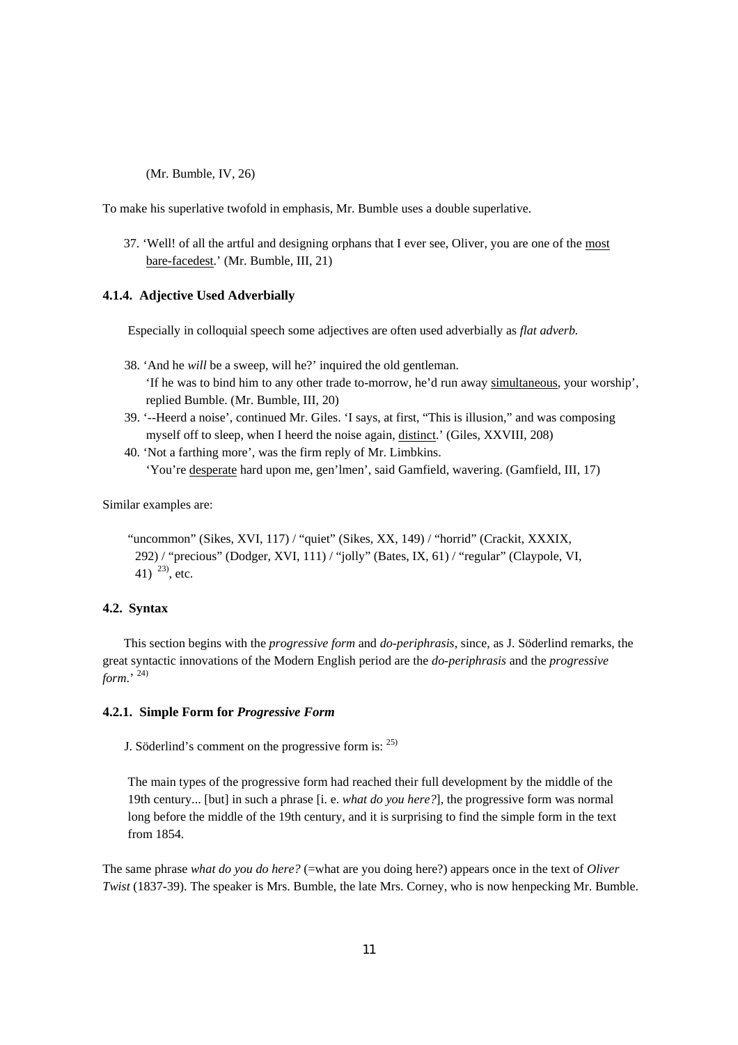(Mr. Bumble, IV, 26)

To make his superlative twofold in emphasis, Mr. Bumble uses a double superlative.

37. 'Well! of all the artful and designing orphans that I ever see, Oliver, you are one of the <u>most bare-facedest</u>.' (Mr. Bumble, III, 21)

#### 4.1.4. Adjective Used Adverbially

Especially in colloquial speech some adjectives are often used adverbially as *flat adverb.*

38. 'And he *will* be a sweep, will he?' inquired the old gentleman.
    'If he was to bind him to any other trade to-morrow, he'd run away <u>simultaneous</u>, your worship', replied Bumble. (Mr. Bumble, III, 20)
39. '--Heerd a noise', continued Mr. Giles. 'I says, at first, "This is illusion," and was composing myself off to sleep, when I heerd the noise again, <u>distinct</u>.' (Giles, XXVIII, 208)
40. 'Not a farthing more', was the firm reply of Mr. Limbkins.
    'You're <u>desperate</u> hard upon me, gen'lmen', said Gamfield, wavering. (Gamfield, III, 17)

Similar examples are:

"uncommon" (Sikes, XVI, 117) / "quiet" (Sikes, XX, 149) / "horrid" (Crackit, XXXIX, 292) / "precious" (Dodger, XVI, 111) / "jolly" (Bates, IX, 61) / "regular" (Claypole, VI, 41) [23], etc.

### 4.2. Syntax

This section begins with the *progressive form* and *do-periphrasis*, since, as J. Söderlind remarks, the great syntactic innovations of the Modern English period are the *do-periphrasis* and the *progressive form*.' [24]

#### 4.2.1. Simple Form for *Progressive Form*

J. Söderlind's comment on the progressive form is: [25]

> The main types of the progressive form had reached their full development by the middle of the 19th century... [but] in such a phrase [i. e. *what do you here?*], the progressive form was normal long before the middle of the 19th century, and it is surprising to find the simple form in the text from 1854.

The same phrase *what do you do here?* (=what are you doing here?) appears once in the text of *Oliver Twist* (1837-39). The speaker is Mrs. Bumble, the late Mrs. Corney, who is now henpecking Mr. Bumble.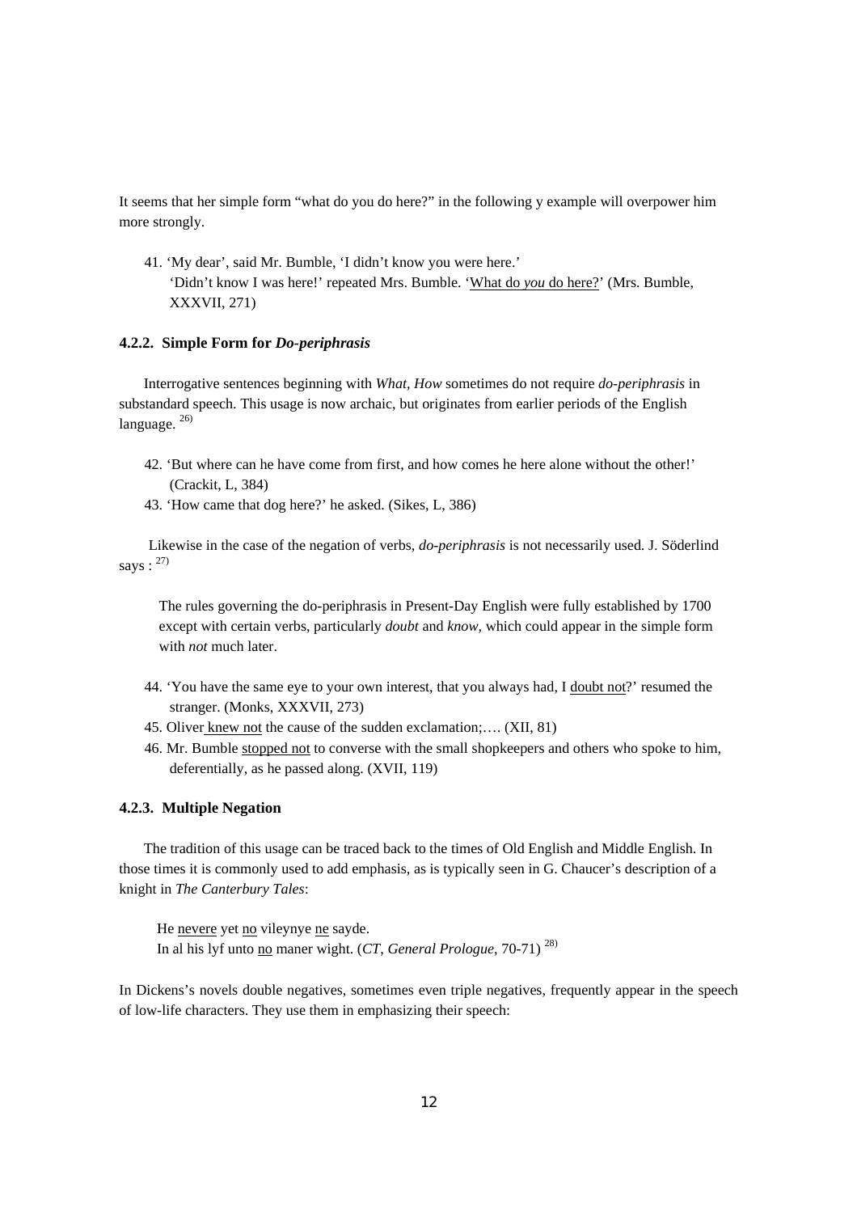It seems that her simple form “what do you do here?” in the following y example will overpower him more strongly.

41. ‘My dear’, said Mr. Bumble, ‘I didn’t know you were here.’
    ‘Didn’t know I was here!’ repeated Mrs. Bumble. ‘What do *you* do here?’ (Mrs. Bumble, XXXVII, 271)

#### 4.2.2. Simple Form for *Do-periphrasis*

Interrogative sentences beginning with *What, How* sometimes do not require *do-periphrasis* in substandard speech. This usage is now archaic, but originates from earlier periods of the English language. [26)]

42. ‘But where can he have come from first, and how comes he here alone without the other!’ (Crackit, L, 384)
43. ‘How came that dog here?’ he asked. (Sikes, L, 386)

Likewise in the case of the negation of verbs, *do-periphrasis* is not necessarily used. J. Söderlind says : [27)]

> The rules governing the do-periphrasis in Present-Day English were fully established by 1700 except with certain verbs, particularly *doubt* and *know,* which could appear in the simple form with *not* much later.

44. ‘You have the same eye to your own interest, that you always had, I doubt not?’ resumed the stranger. (Monks, XXXVII, 273)
45. Oliver knew not the cause of the sudden exclamation;…. (XII, 81)
46. Mr. Bumble stopped not to converse with the small shopkeepers and others who spoke to him, deferentially, as he passed along. (XVII, 119)

#### 4.2.3. Multiple Negation

The tradition of this usage can be traced back to the times of Old English and Middle English. In those times it is commonly used to add emphasis, as is typically seen in G. Chaucer’s description of a knight in *The Canterbury Tales*:

> He nevere yet no vileynye ne sayde.
> In al his lyf unto no maner wight. (*CT*, *General Prologue,* 70-71) [28)]

In Dickens’s novels double negatives, sometimes even triple negatives, frequently appear in the speech of low-life characters. They use them in emphasizing their speech: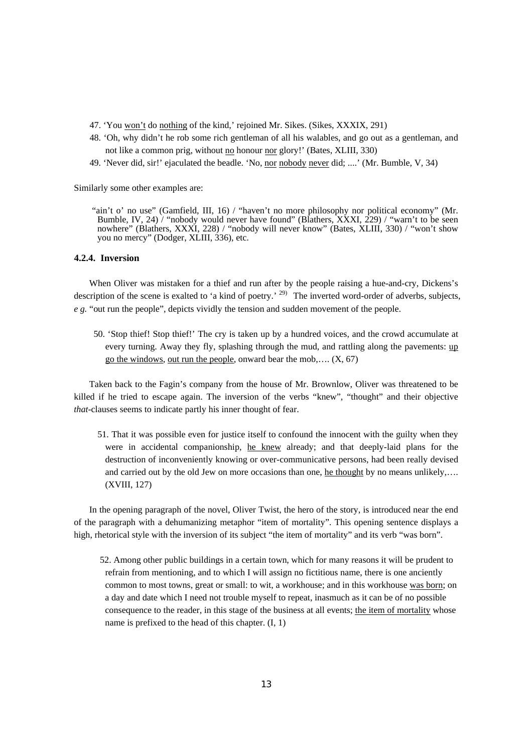47. 'You <u>won't</u> do <u>nothing</u> of the kind,' rejoined Mr. Sikes. (Sikes, XXXIX, 291)

48. 'Oh, why didn't he rob some rich gentleman of all his walables, and go out as a gentleman, and not like a common prig, without <u>no</u> honour <u>nor</u> glory!' (Bates, XLIII, 330)

49. 'Never did, sir!' ejaculated the beadle. 'No, <u>nor</u> <u>nobody</u> <u>never</u> did; ....' (Mr. Bumble, V, 34)

Similarly some other examples are:

> "ain't o' no use" (Gamfield, III, 16) / "haven't no more philosophy nor political economy" (Mr. Bumble, IV, 24) / "nobody would never have found" (Blathers, XXXI, 229) / "warn't to be seen nowhere" (Blathers, XXXI, 228) / "nobody will never know" (Bates, XLIII, 330) / "won't show you no mercy" (Dodger, XLIII, 336), etc.

### 4.2.4. Inversion

When Oliver was mistaken for a thief and run after by the people raising a hue-and-cry, Dickens's description of the scene is exalted to 'a kind of poetry.' [29] The inverted word-order of adverbs, subjects, *e g.* "out run the people", depicts vividly the tension and sudden movement of the people.

50. 'Stop thief! Stop thief!' The cry is taken up by a hundred voices, and the crowd accumulate at every turning. Away they fly, splashing through the mud, and rattling along the pavements: <u>up go the windows</u>, <u>out run the people</u>, onward bear the mob,…. (X, 67)

Taken back to the Fagin's company from the house of Mr. Brownlow, Oliver was threatened to be killed if he tried to escape again. The inversion of the verbs "knew", "thought" and their objective *that*-clauses seems to indicate partly his inner thought of fear.

51. That it was possible even for justice itself to confound the innocent with the guilty when they were in accidental companionship, <u>he knew</u> already; and that deeply-laid plans for the destruction of inconveniently knowing or over-communicative persons, had been really devised and carried out by the old Jew on more occasions than one, <u>he thought</u> by no means unlikely,…. (XVIII, 127)

In the opening paragraph of the novel, Oliver Twist, the hero of the story, is introduced near the end of the paragraph with a dehumanizing metaphor "item of mortality". This opening sentence displays a high, rhetorical style with the inversion of its subject "the item of mortality" and its verb "was born".

52. Among other public buildings in a certain town, which for many reasons it will be prudent to refrain from mentioning, and to which I will assign no fictitious name, there is one anciently common to most towns, great or small: to wit, a workhouse; and in this workhouse <u>was born</u>; on a day and date which I need not trouble myself to repeat, inasmuch as it can be of no possible consequence to the reader, in this stage of the business at all events; <u>the item of mortality</u> whose name is prefixed to the head of this chapter. (I, 1)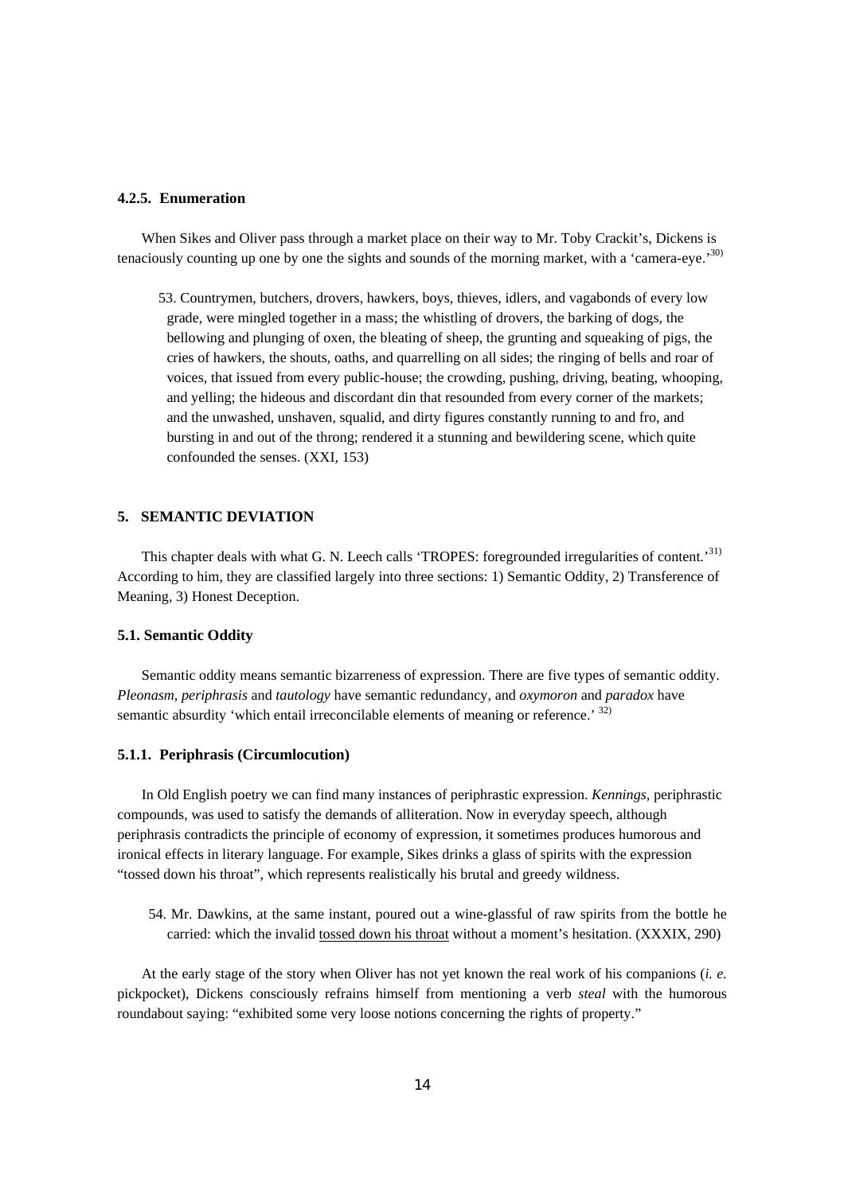#### 4.2.5. Enumeration

When Sikes and Oliver pass through a market place on their way to Mr. Toby Crackit's, Dickens is tenaciously counting up one by one the sights and sounds of the morning market, with a 'camera-eye.'[30)]

> 53. Countrymen, butchers, drovers, hawkers, boys, thieves, idlers, and vagabonds of every low grade, were mingled together in a mass; the whistling of drovers, the barking of dogs, the bellowing and plunging of oxen, the bleating of sheep, the grunting and squeaking of pigs, the cries of hawkers, the shouts, oaths, and quarrelling on all sides; the ringing of bells and roar of voices, that issued from every public-house; the crowding, pushing, driving, beating, whooping, and yelling; the hideous and discordant din that resounded from every corner of the markets; and the unwashed, unshaven, squalid, and dirty figures constantly running to and fro, and bursting in and out of the throng; rendered it a stunning and bewildering scene, which quite confounded the senses. (XXI, 153)

## 5. SEMANTIC DEVIATION

This chapter deals with what G. N. Leech calls 'TROPES: foregrounded irregularities of content.'[31)] According to him, they are classified largely into three sections: 1) Semantic Oddity, 2) Transference of Meaning, 3) Honest Deception.

### 5.1. Semantic Oddity

Semantic oddity means semantic bizarreness of expression. There are five types of semantic oddity. *Pleonasm, periphrasis* and *tautology* have semantic redundancy, and *oxymoron* and *paradox* have semantic absurdity 'which entail irreconcilable elements of meaning or reference.' [32)]

#### 5.1.1. Periphrasis (Circumlocution)

In Old English poetry we can find many instances of periphrastic expression. *Kennings,* periphrastic compounds, was used to satisfy the demands of alliteration. Now in everyday speech, although periphrasis contradicts the principle of economy of expression, it sometimes produces humorous and ironical effects in literary language. For example, Sikes drinks a glass of spirits with the expression "tossed down his throat", which represents realistically his brutal and greedy wildness.

> 54. Mr. Dawkins, at the same instant, poured out a wine-glassful of raw spirits from the bottle he carried: which the invalid <u>tossed down his throat</u> without a moment's hesitation. (XXXIX, 290)

At the early stage of the story when Oliver has not yet known the real work of his companions (*i. e.* pickpocket), Dickens consciously refrains himself from mentioning a verb *steal* with the humorous roundabout saying: "exhibited some very loose notions concerning the rights of property."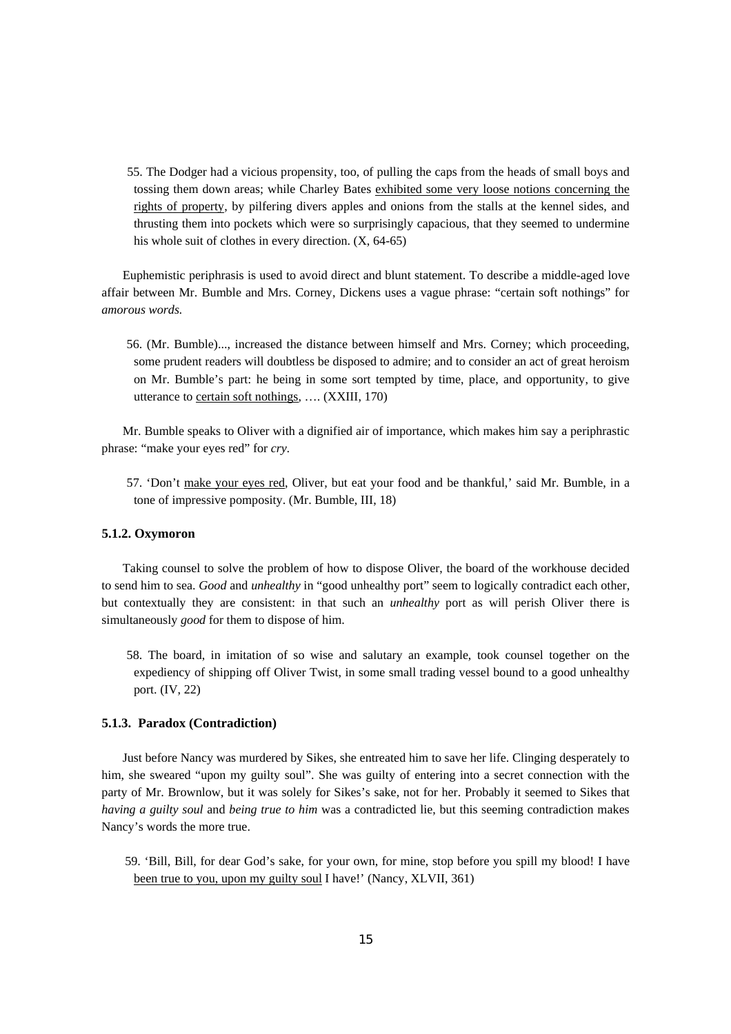55. The Dodger had a vicious propensity, too, of pulling the caps from the heads of small boys and tossing them down areas; while Charley Bates <u>exhibited some very loose notions concerning the rights of property</u>, by pilfering divers apples and onions from the stalls at the kennel sides, and thrusting them into pockets which were so surprisingly capacious, that they seemed to undermine his whole suit of clothes in every direction. (X, 64-65)

Euphemistic periphrasis is used to avoid direct and blunt statement. To describe a middle-aged love affair between Mr. Bumble and Mrs. Corney, Dickens uses a vague phrase: "certain soft nothings" for *amorous words.*

56. (Mr. Bumble)..., increased the distance between himself and Mrs. Corney; which proceeding, some prudent readers will doubtless be disposed to admire; and to consider an act of great heroism on Mr. Bumble's part: he being in some sort tempted by time, place, and opportunity, to give utterance to <u>certain soft nothings</u>, …. (XXIII, 170)

Mr. Bumble speaks to Oliver with a dignified air of importance, which makes him say a periphrastic phrase: "make your eyes red" for *cry.*

57. 'Don't <u>make your eyes red</u>, Oliver, but eat your food and be thankful,' said Mr. Bumble, in a tone of impressive pomposity. (Mr. Bumble, III, 18)

### 5.1.2. Oxymoron

Taking counsel to solve the problem of how to dispose Oliver, the board of the workhouse decided to send him to sea. *Good* and *unhealthy* in "good unhealthy port" seem to logically contradict each other, but contextually they are consistent: in that such an *unhealthy* port as will perish Oliver there is simultaneously *good* for them to dispose of him.

58. The board, in imitation of so wise and salutary an example, took counsel together on the expediency of shipping off Oliver Twist, in some small trading vessel bound to a good unhealthy port. (IV, 22)

### 5.1.3. Paradox (Contradiction)

Just before Nancy was murdered by Sikes, she entreated him to save her life. Clinging desperately to him, she sweared "upon my guilty soul". She was guilty of entering into a secret connection with the party of Mr. Brownlow, but it was solely for Sikes's sake, not for her. Probably it seemed to Sikes that *having a guilty soul* and *being true to him* was a contradicted lie, but this seeming contradiction makes Nancy's words the more true.

59. 'Bill, Bill, for dear God's sake, for your own, for mine, stop before you spill my blood! I have <u>been true to you, upon my guilty soul</u> I have!' (Nancy, XLVII, 361)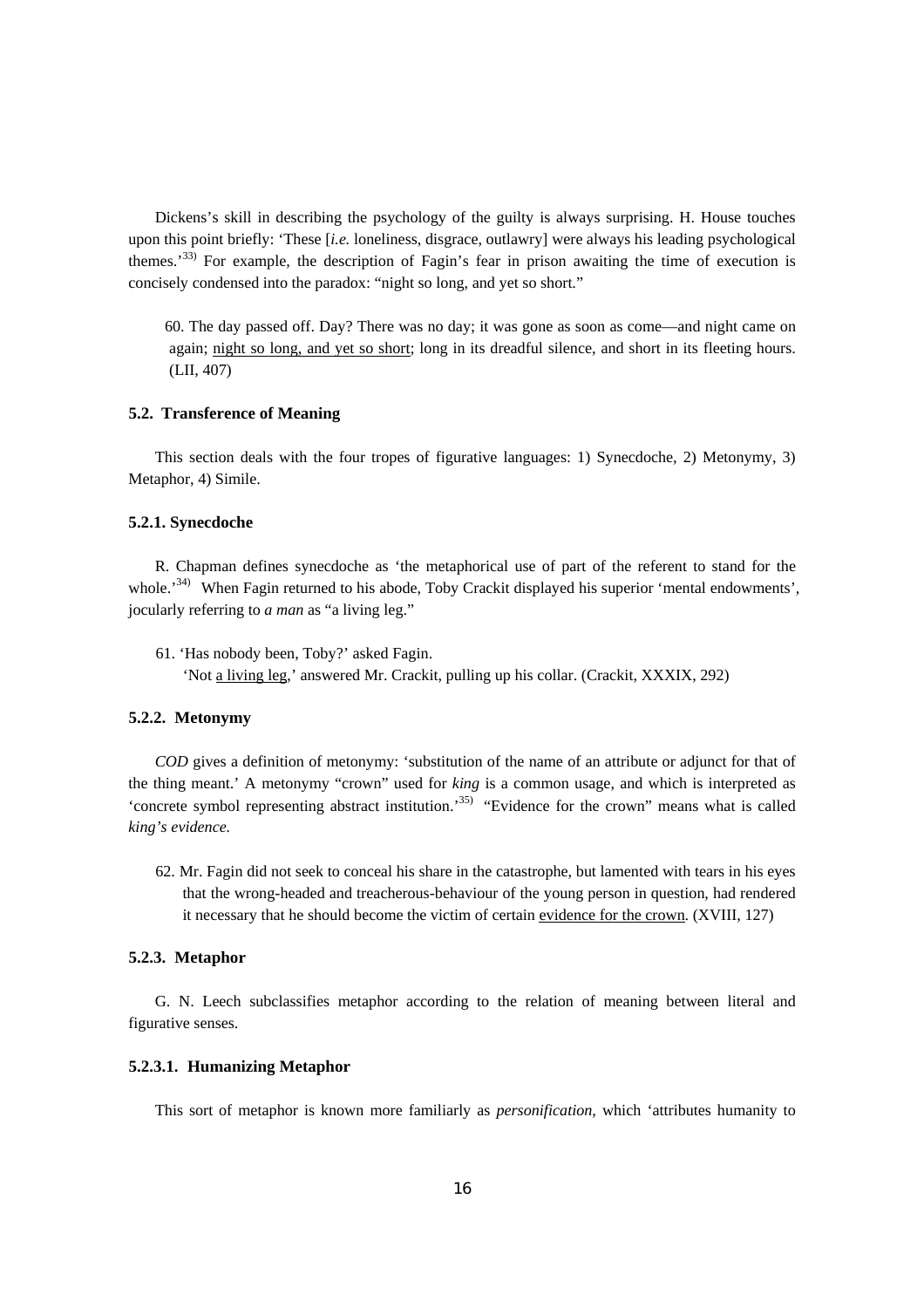Dickens's skill in describing the psychology of the guilty is always surprising. H. House touches upon this point briefly: 'These [*i.e.* loneliness, disgrace, outlawry] were always his leading psychological themes.'[33) For example, the description of Fagin's fear in prison awaiting the time of execution is concisely condensed into the paradox: "night so long, and yet so short."

> 60. The day passed off. Day? There was no day; it was gone as soon as come—and night came on again; <u>night so long, and yet so short</u>; long in its dreadful silence, and short in its fleeting hours. (LII, 407)

### 5.2. Transference of Meaning

This section deals with the four tropes of figurative languages: 1) Synecdoche, 2) Metonymy, 3) Metaphor, 4) Simile.

#### 5.2.1. Synecdoche

R. Chapman defines synecdoche as 'the metaphorical use of part of the referent to stand for the whole.'[34) When Fagin returned to his abode, Toby Crackit displayed his superior 'mental endowments', jocularly referring to *a man* as "a living leg."

> 61. 'Has nobody been, Toby?' asked Fagin.
> 'Not <u>a living leg</u>,' answered Mr. Crackit, pulling up his collar. (Crackit, XXXIX, 292)

#### 5.2.2. Metonymy

*COD* gives a definition of metonymy: 'substitution of the name of an attribute or adjunct for that of the thing meant.' A metonymy "crown" used for *king* is a common usage, and which is interpreted as 'concrete symbol representing abstract institution.'[35) "Evidence for the crown" means what is called *king's evidence.*

> 62. Mr. Fagin did not seek to conceal his share in the catastrophe, but lamented with tears in his eyes that the wrong-headed and treacherous-behaviour of the young person in question, had rendered it necessary that he should become the victim of certain <u>evidence for the crown</u>. (XVIII, 127)

#### 5.2.3. Metaphor

G. N. Leech subclassifies metaphor according to the relation of meaning between literal and figurative senses.

##### 5.2.3.1. Humanizing Metaphor

This sort of metaphor is known more familiarly as *personification*, which 'attributes humanity to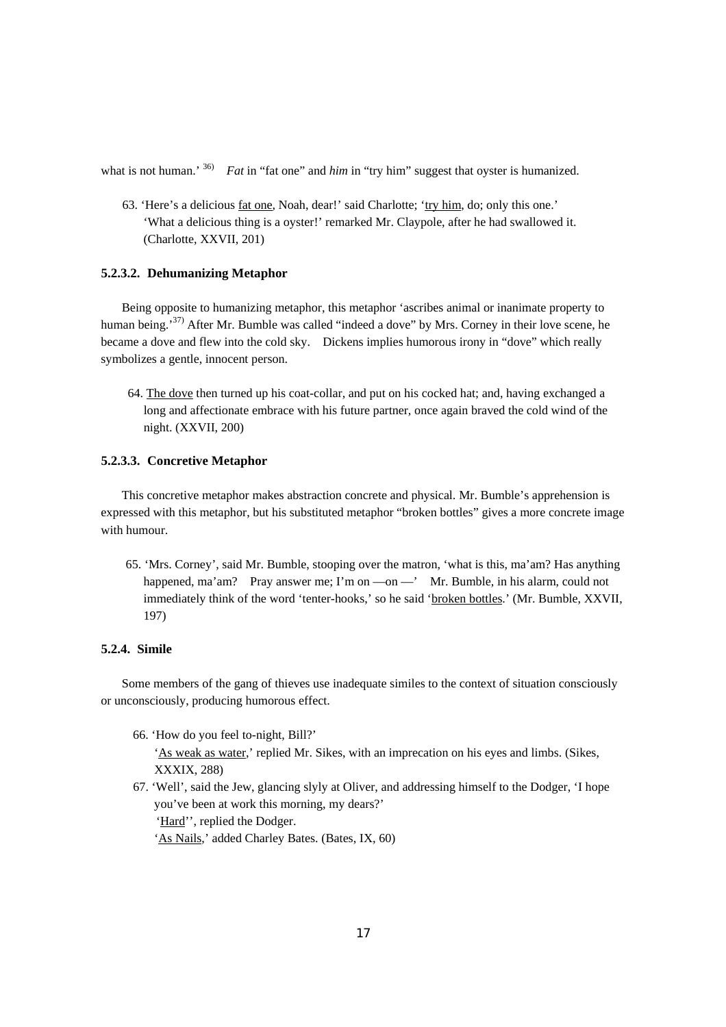what is not human.' [36] *Fat* in "fat one" and *him* in "try him" suggest that oyster is humanized.

63. 'Here's a delicious <u>fat one</u>, Noah, dear!' said Charlotte; '<u>try him</u>, do; only this one.'
'What a delicious thing is a oyster!' remarked Mr. Claypole, after he had swallowed it. (Charlotte, XXVII, 201)

#### 5.2.3.2. Dehumanizing Metaphor

Being opposite to humanizing metaphor, this metaphor 'ascribes animal or inanimate property to human being.'[37] After Mr. Bumble was called "indeed a dove" by Mrs. Corney in their love scene, he became a dove and flew into the cold sky. Dickens implies humorous irony in "dove" which really symbolizes a gentle, innocent person.

64. <u>The dove</u> then turned up his coat-collar, and put on his cocked hat; and, having exchanged a long and affectionate embrace with his future partner, once again braved the cold wind of the night. (XXVII, 200)

#### 5.2.3.3. Concretive Metaphor

This concretive metaphor makes abstraction concrete and physical. Mr. Bumble's apprehension is expressed with this metaphor, but his substituted metaphor "broken bottles" gives a more concrete image with humour.

65. 'Mrs. Corney', said Mr. Bumble, stooping over the matron, 'what is this, ma'am? Has anything happened, ma'am? Pray answer me; I'm on —on —' Mr. Bumble, in his alarm, could not immediately think of the word 'tenter-hooks,' so he said '<u>broken bottles</u>.' (Mr. Bumble, XXVII, 197)

### 5.2.4. Simile

Some members of the gang of thieves use inadequate similes to the context of situation consciously or unconsciously, producing humorous effect.

66. 'How do you feel to-night, Bill?'
'<u>As weak as water</u>,' replied Mr. Sikes, with an imprecation on his eyes and limbs. (Sikes, XXXIX, 288)

67. 'Well', said the Jew, glancing slyly at Oliver, and addressing himself to the Dodger, 'I hope you've been at work this morning, my dears?'
'<u>Hard</u>'', replied the Dodger.
'<u>As Nails</u>,' added Charley Bates. (Bates, IX, 60)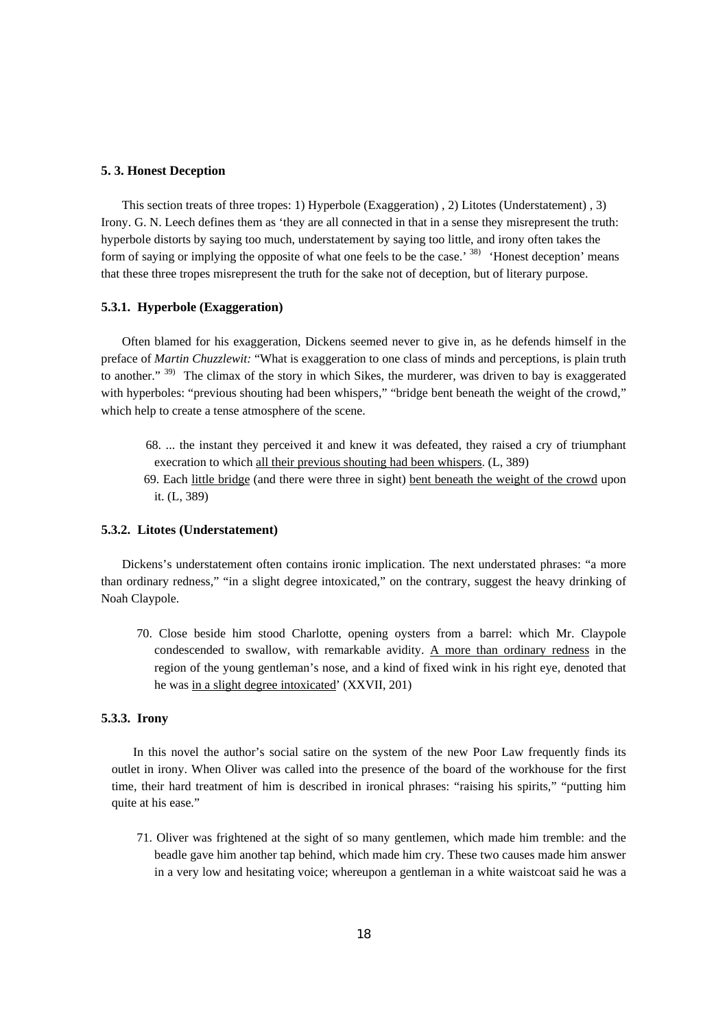### 5. 3. Honest Deception

This section treats of three tropes: 1) Hyperbole (Exaggeration) , 2) Litotes (Understatement) , 3) Irony. G. N. Leech defines them as 'they are all connected in that in a sense they misrepresent the truth: hyperbole distorts by saying too much, understatement by saying too little, and irony often takes the form of saying or implying the opposite of what one feels to be the case.' [38] 'Honest deception' means that these three tropes misrepresent the truth for the sake not of deception, but of literary purpose.

#### 5.3.1. Hyperbole (Exaggeration)

Often blamed for his exaggeration, Dickens seemed never to give in, as he defends himself in the preface of *Martin Chuzzlewit:* "What is exaggeration to one class of minds and perceptions, is plain truth to another." [39] The climax of the story in which Sikes, the murderer, was driven to bay is exaggerated with hyperboles: "previous shouting had been whispers," "bridge bent beneath the weight of the crowd," which help to create a tense atmosphere of the scene.

> 68. ... the instant they perceived it and knew it was defeated, they raised a cry of triumphant execration to which <u>all their previous shouting had been whispers</u>. (L, 389)
>
> 69. Each <u>little bridge</u> (and there were three in sight) <u>bent beneath the weight of the crowd</u> upon it. (L, 389)

#### 5.3.2. Litotes (Understatement)

Dickens's understatement often contains ironic implication. The next understated phrases: "a more than ordinary redness," "in a slight degree intoxicated," on the contrary, suggest the heavy drinking of Noah Claypole.

> 70. Close beside him stood Charlotte, opening oysters from a barrel: which Mr. Claypole condescended to swallow, with remarkable avidity. <u>A more than ordinary redness</u> in the region of the young gentleman's nose, and a kind of fixed wink in his right eye, denoted that he was <u>in a slight degree intoxicated</u>' (XXVII, 201)

#### 5.3.3. Irony

In this novel the author's social satire on the system of the new Poor Law frequently finds its outlet in irony. When Oliver was called into the presence of the board of the workhouse for the first time, their hard treatment of him is described in ironical phrases: "raising his spirits," "putting him quite at his ease."

> 71. Oliver was frightened at the sight of so many gentlemen, which made him tremble: and the beadle gave him another tap behind, which made him cry. These two causes made him answer in a very low and hesitating voice; whereupon a gentleman in a white waistcoat said he was a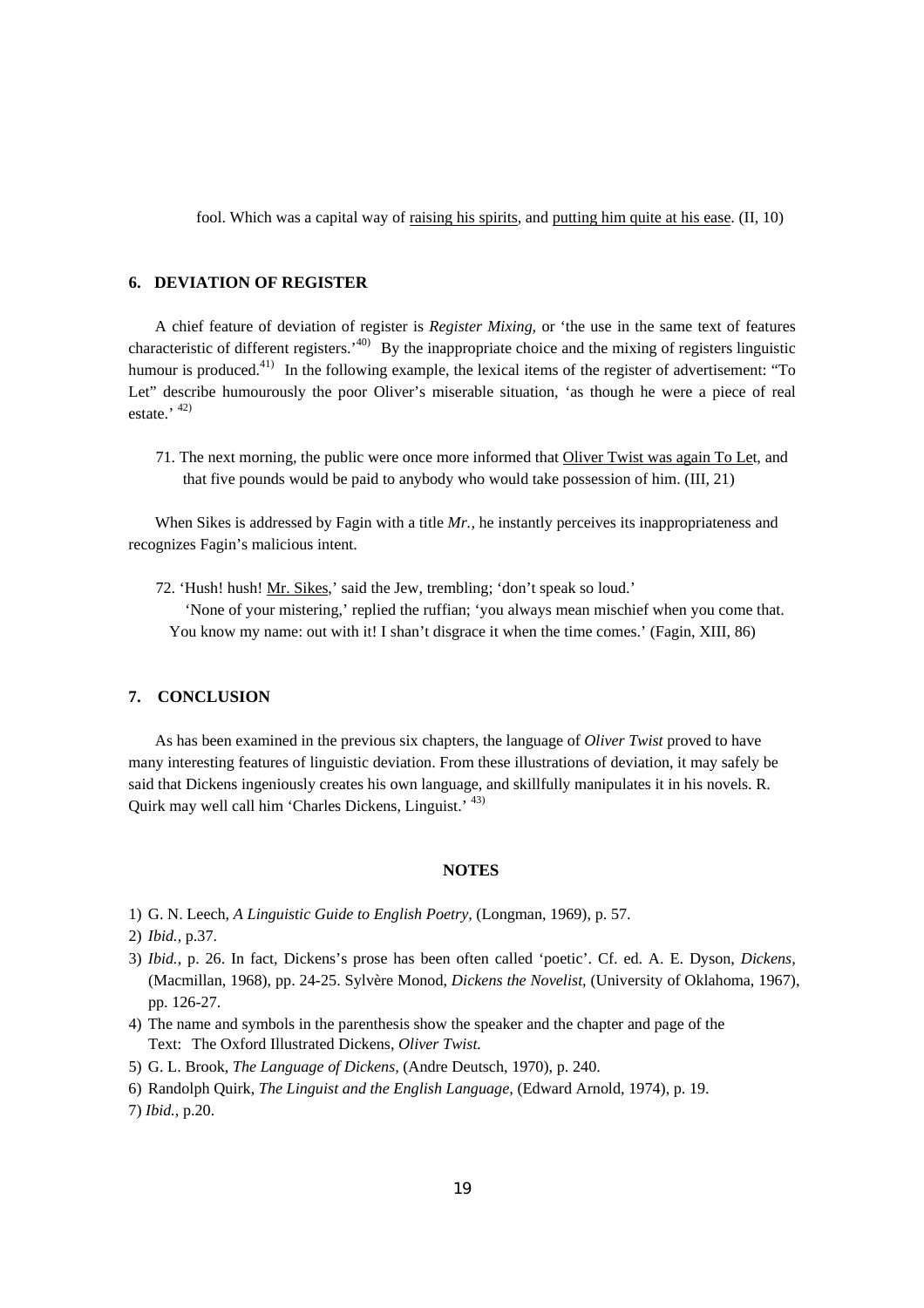fool. Which was a capital way of <u>raising his spirits</u>, and <u>putting him quite at his ease</u>. (II, 10)

## 6. DEVIATION OF REGISTER

A chief feature of deviation of register is *Register Mixing,* or 'the use in the same text of features characteristic of different registers.'[40] By the inappropriate choice and the mixing of registers linguistic humour is produced.[41] In the following example, the lexical items of the register of advertisement: "To Let" describe humourously the poor Oliver's miserable situation, 'as though he were a piece of real estate.'[42]

71. The next morning, the public were once more informed that <u>Oliver Twist was again To Let</u>, and that five pounds would be paid to anybody who would take possession of him. (III, 21)

When Sikes is addressed by Fagin with a title *Mr.,* he instantly perceives its inappropriateness and recognizes Fagin's malicious intent.

72. 'Hush! hush! <u>Mr. Sikes</u>,' said the Jew, trembling; 'don't speak so loud.'
'None of your mistering,' replied the ruffian; 'you always mean mischief when you come that. You know my name: out with it! I shan't disgrace it when the time comes.' (Fagin, XIII, 86)

## 7. CONCLUSION

As has been examined in the previous six chapters, the language of *Oliver Twist* proved to have many interesting features of linguistic deviation. From these illustrations of deviation, it may safely be said that Dickens ingeniously creates his own language, and skillfully manipulates it in his novels. R. Quirk may well call him 'Charles Dickens, Linguist.'[43]

### NOTES

1) G. N. Leech, *A Linguistic Guide to English Poetry,* (Longman, 1969), p. 57.
2) *Ibid.,* p.37.
3) *Ibid.,* p. 26. In fact, Dickens's prose has been often called 'poetic'. Cf. ed. A. E. Dyson, *Dickens,* (Macmillan, 1968), pp. 24-25. Sylvère Monod, *Dickens the Novelist*, (University of Oklahoma, 1967), pp. 126-27.
4) The name and symbols in the parenthesis show the speaker and the chapter and page of the Text: The Oxford Illustrated Dickens, *Oliver Twist.*
5) G. L. Brook, *The Language of Dickens,* (Andre Deutsch, 1970), p. 240.
6) Randolph Quirk, *The Linguist and the English Language,* (Edward Arnold, 1974), p. 19.
7) *Ibid.,* p.20.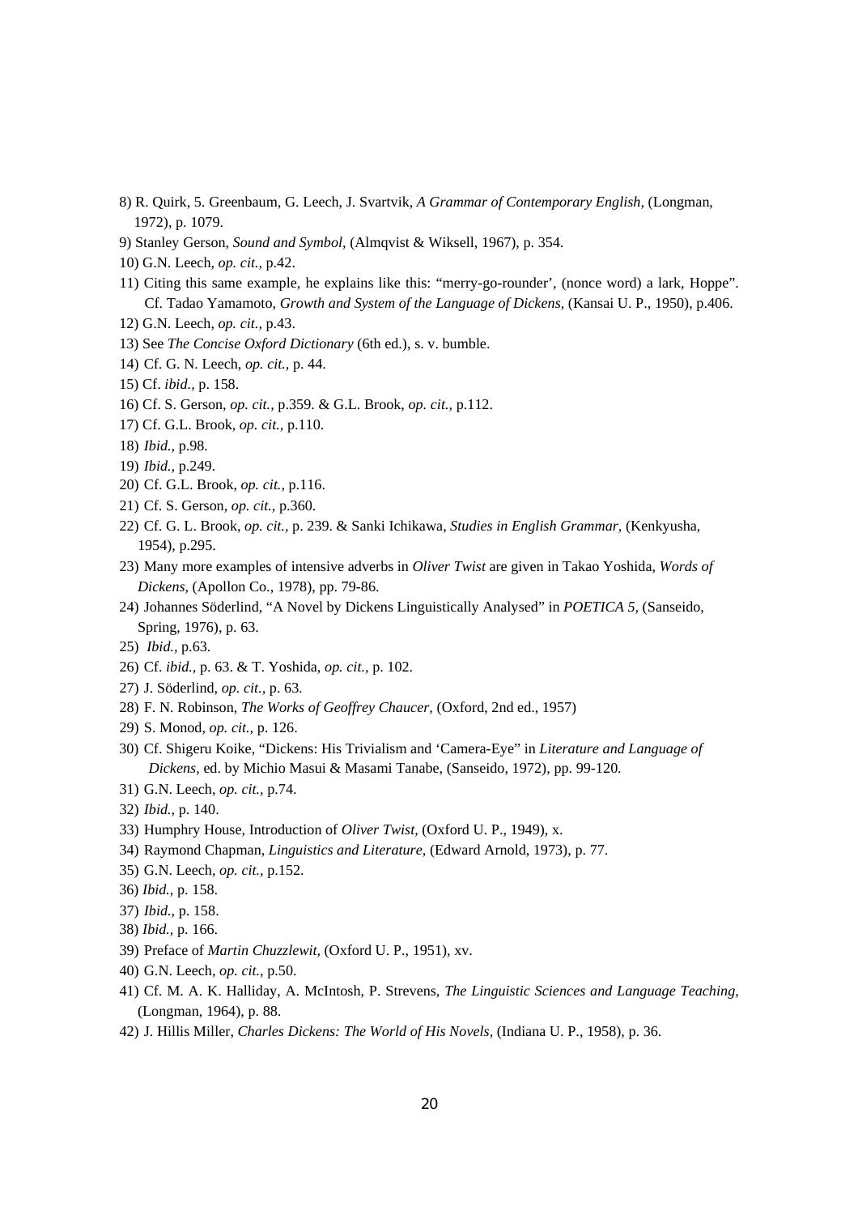8) R. Quirk, 5. Greenbaum, G. Leech, J. Svartvik, *A Grammar of Contemporary English,* (Longman, 1972), p. 1079.

9) Stanley Gerson, *Sound and Symbol,* (Almqvist & Wiksell, 1967), p. 354.

10) G.N. Leech, *op. cit.,* p.42.

11) Citing this same example, he explains like this: "merry-go-rounder', (nonce word) a lark, Hoppe". Cf. Tadao Yamamoto, *Growth and System of the Language of Dickens,* (Kansai U. P., 1950), p.406.

12) G.N. Leech, *op. cit.,* p.43.

13) See *The Concise Oxford Dictionary* (6th ed.), s. v. bumble.

14) Cf. G. N. Leech, *op. cit.,* p. 44.

15) Cf. *ibid.,* p. 158.

16) Cf. S. Gerson, *op. cit.,* p.359. & G.L. Brook, *op. cit.,* p.112.

17) Cf. G.L. Brook, *op. cit.,* p.110.

18) *Ibid.,* p.98.

19) *Ibid.,* p.249.

20) Cf. G.L. Brook, *op. cit.,* p.116.

21) Cf. S. Gerson, *op. cit.,* p.360.

22) Cf. G. L. Brook, *op. cit.,* p. 239. & Sanki Ichikawa, *Studies in English Grammar,* (Kenkyusha, 1954), p.295.

23) Many more examples of intensive adverbs in *Oliver Twist* are given in Takao Yoshida, *Words of Dickens,* (Apollon Co., 1978), pp. 79-86.

24) Johannes Söderlind, "A Novel by Dickens Linguistically Analysed" in *POETICA 5,* (Sanseido, Spring, 1976), p. 63.

25) *Ibid.,* p.63.

26) Cf. *ibid.,* p. 63. & T. Yoshida, *op. cit.,* p. 102.

27) J. Söderlind, *op. cit.,* p. 63.

28) F. N. Robinson, *The Works of Geoffrey Chaucer,* (Oxford, 2nd ed., 1957)

29) S. Monod, *op. cit.,* p. 126.

30) Cf. Shigeru Koike, "Dickens: His Trivialism and 'Camera-Eye" in *Literature and Language of Dickens*, ed. by Michio Masui & Masami Tanabe, (Sanseido, 1972), pp. 99-120.

31) G.N. Leech, *op. cit.,* p.74.

32) *Ibid.,* p. 140.

33) Humphry House, Introduction of *Oliver Twist,* (Oxford U. P., 1949), x.

34) Raymond Chapman, *Linguistics and Literature,* (Edward Arnold, 1973), p. 77.

35) G.N. Leech, *op. cit.,* p.152.

36) *Ibid.,* p. 158.

37) *Ibid.,* p. 158.

38) *Ibid.,* p. 166.

39) Preface of *Martin Chuzzlewit,* (Oxford U. P., 1951), xv.

40) G.N. Leech, *op. cit.,* p.50.

41) Cf. M. A. K. Halliday, A. McIntosh, P. Strevens, *The Linguistic Sciences and Language Teaching,* (Longman, 1964), p. 88.

42) J. Hillis Miller, *Charles Dickens: The World of His Novels,* (Indiana U. P., 1958), p. 36.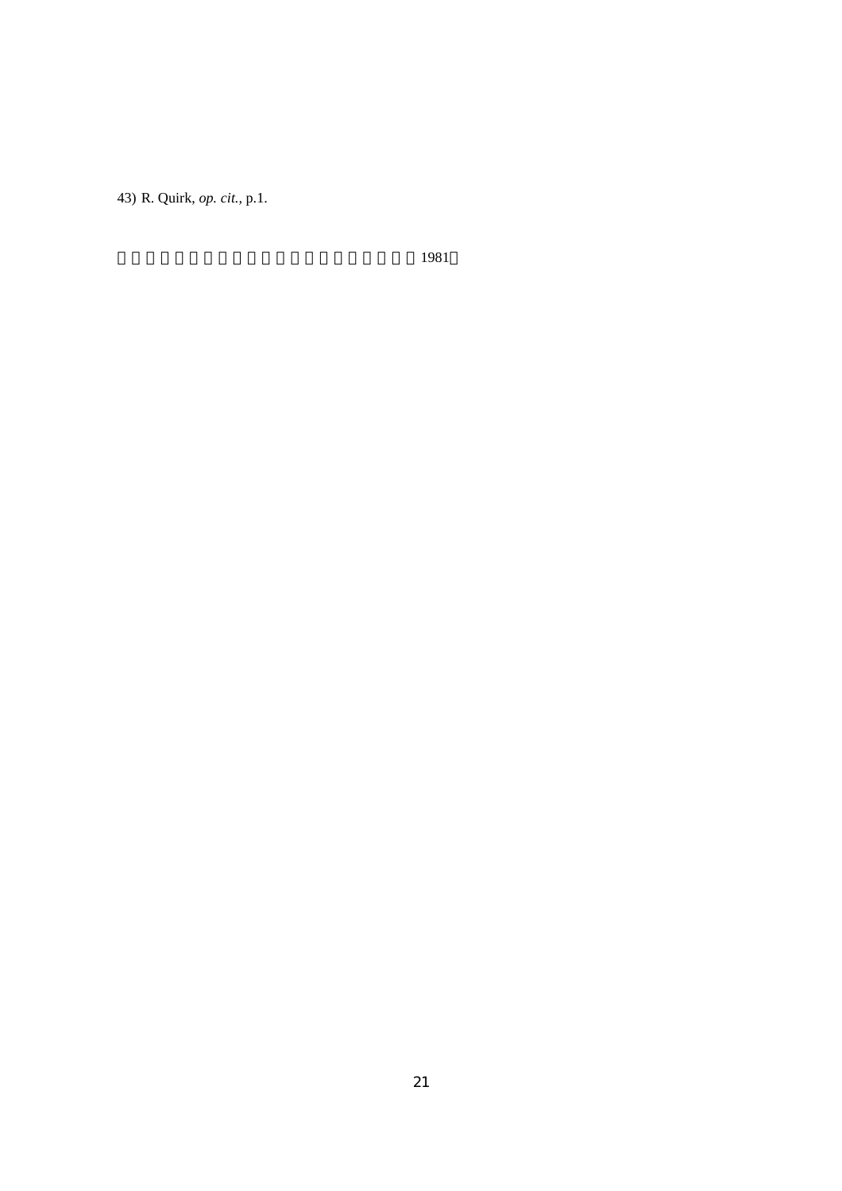43) R. Quirk, *op. cit.,* p.1.

1981